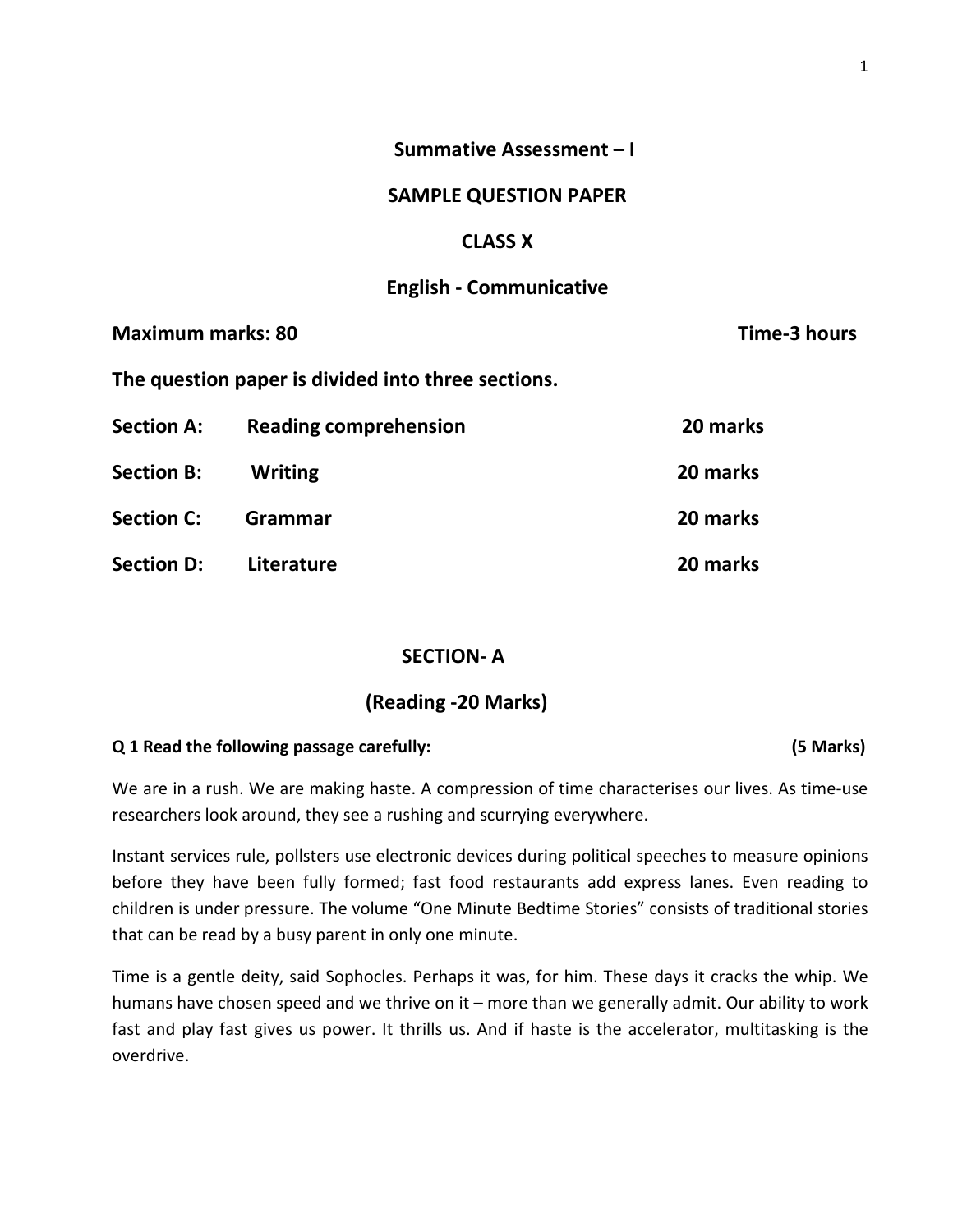# Summative Assessment – I

## SAMPLE QUESTION PAPER

## CLASS X

## English - Communicative

**Maximum marks: 80** **Time-3 hours**

**The question paper is divided into three sections.**

| | | |
|---|---|---|
| **Section A:** | **Reading comprehension** | **20 marks** |
| **Section B:** | **Writing** | **20 marks** |
| **Section C:** | **Grammar** | **20 marks** |
| **Section D:** | **Literature** | **20 marks** |

## SECTION- A

## (Reading -20 Marks)

**Q 1 Read the following passage carefully:** **(5 Marks)**

We are in a rush. We are making haste. A compression of time characterises our lives. As time-use researchers look around, they see a rushing and scurrying everywhere.

Instant services rule, pollsters use electronic devices during political speeches to measure opinions before they have been fully formed; fast food restaurants add express lanes. Even reading to children is under pressure. The volume "One Minute Bedtime Stories" consists of traditional stories that can be read by a busy parent in only one minute.

Time is a gentle deity, said Sophocles. Perhaps it was, for him. These days it cracks the whip. We humans have chosen speed and we thrive on it – more than we generally admit. Our ability to work fast and play fast gives us power. It thrills us. And if haste is the accelerator, multitasking is the overdrive.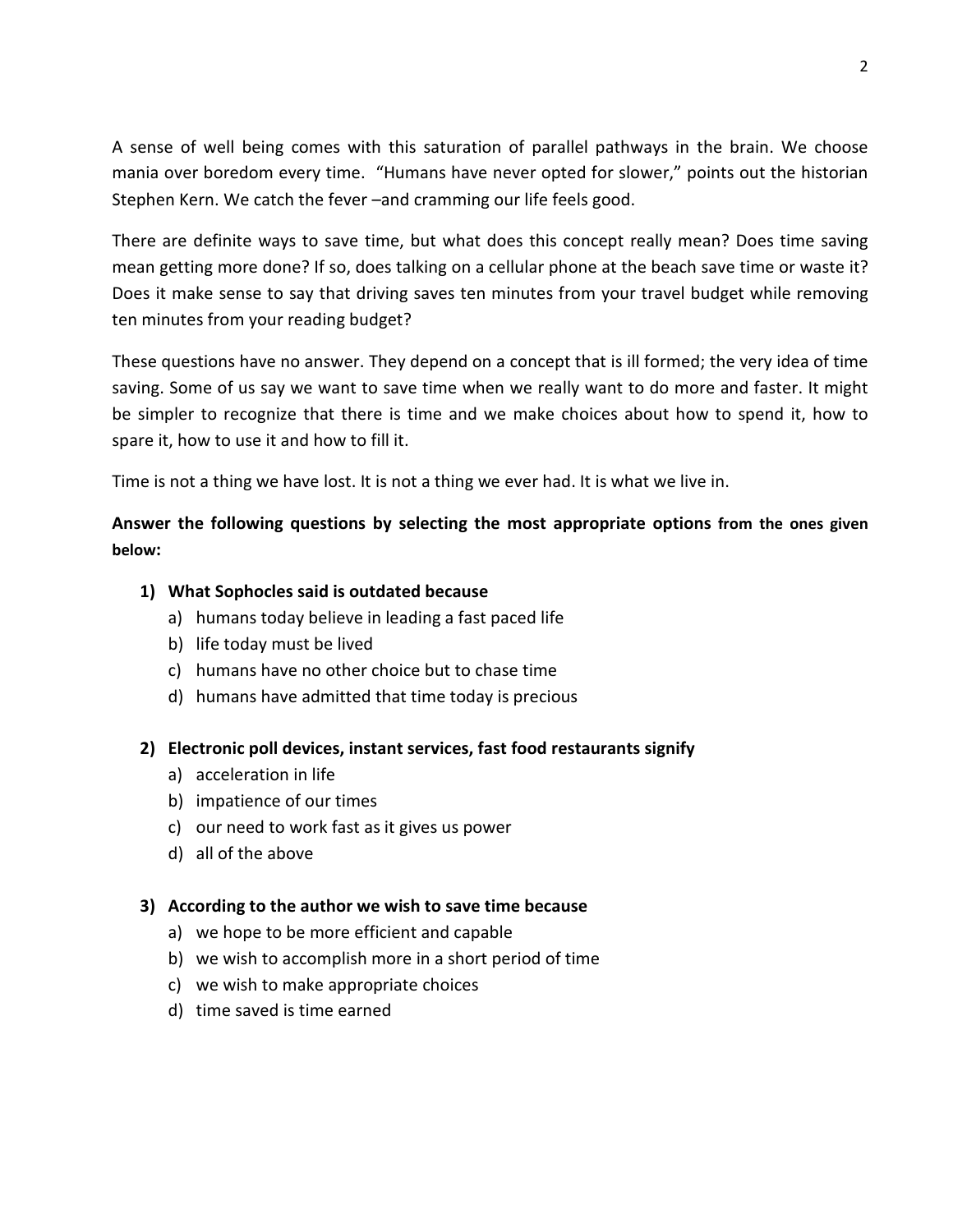A sense of well being comes with this saturation of parallel pathways in the brain. We choose mania over boredom every time. "Humans have never opted for slower," points out the historian Stephen Kern. We catch the fever –and cramming our life feels good.

There are definite ways to save time, but what does this concept really mean? Does time saving mean getting more done? If so, does talking on a cellular phone at the beach save time or waste it? Does it make sense to say that driving saves ten minutes from your travel budget while removing ten minutes from your reading budget?

These questions have no answer. They depend on a concept that is ill formed; the very idea of time saving. Some of us say we want to save time when we really want to do more and faster. It might be simpler to recognize that there is time and we make choices about how to spend it, how to spare it, how to use it and how to fill it.

Time is not a thing we have lost. It is not a thing we ever had. It is what we live in.

**Answer the following questions by selecting the most appropriate options from the ones given below:**

1) **What Sophocles said is outdated because**
   a) humans today believe in leading a fast paced life
   b) life today must be lived
   c) humans have no other choice but to chase time
   d) humans have admitted that time today is precious

2) **Electronic poll devices, instant services, fast food restaurants signify**
   a) acceleration in life
   b) impatience of our times
   c) our need to work fast as it gives us power
   d) all of the above

3) **According to the author we wish to save time because**
   a) we hope to be more efficient and capable
   b) we wish to accomplish more in a short period of time
   c) we wish to make appropriate choices
   d) time saved is time earned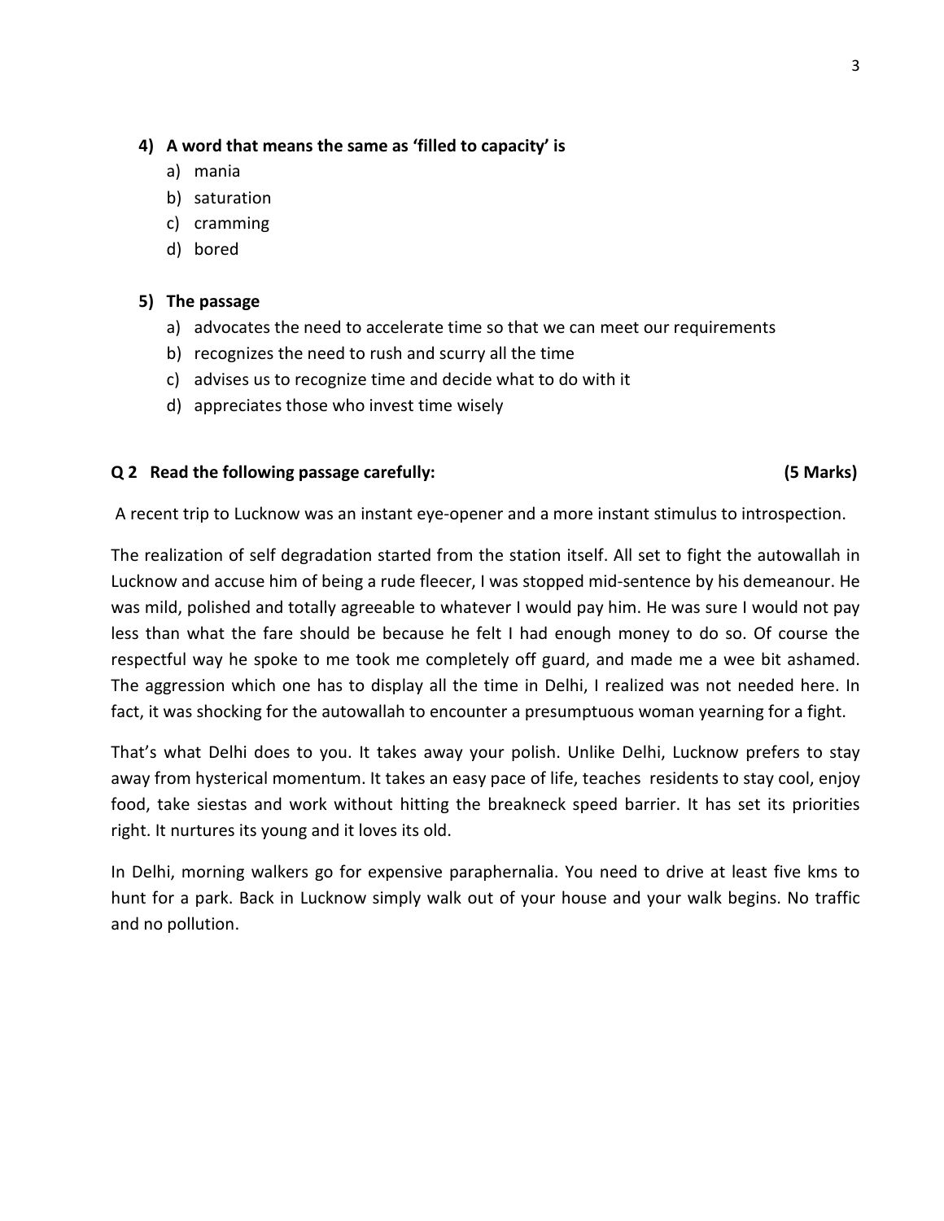**4) A word that means the same as 'filled to capacity' is**

a) mania
b) saturation
c) cramming
d) bored

**5) The passage**

a) advocates the need to accelerate time so that we can meet our requirements
b) recognizes the need to rush and scurry all the time
c) advises us to recognize time and decide what to do with it
d) appreciates those who invest time wisely

**Q 2 Read the following passage carefully: (5 Marks)**

A recent trip to Lucknow was an instant eye-opener and a more instant stimulus to introspection.

The realization of self degradation started from the station itself. All set to fight the autowallah in Lucknow and accuse him of being a rude fleecer, I was stopped mid-sentence by his demeanour. He was mild, polished and totally agreeable to whatever I would pay him. He was sure I would not pay less than what the fare should be because he felt I had enough money to do so. Of course the respectful way he spoke to me took me completely off guard, and made me a wee bit ashamed. The aggression which one has to display all the time in Delhi, I realized was not needed here. In fact, it was shocking for the autowallah to encounter a presumptuous woman yearning for a fight.

That's what Delhi does to you. It takes away your polish. Unlike Delhi, Lucknow prefers to stay away from hysterical momentum. It takes an easy pace of life, teaches residents to stay cool, enjoy food, take siestas and work without hitting the breakneck speed barrier. It has set its priorities right. It nurtures its young and it loves its old.

In Delhi, morning walkers go for expensive paraphernalia. You need to drive at least five kms to hunt for a park. Back in Lucknow simply walk out of your house and your walk begins. No traffic and no pollution.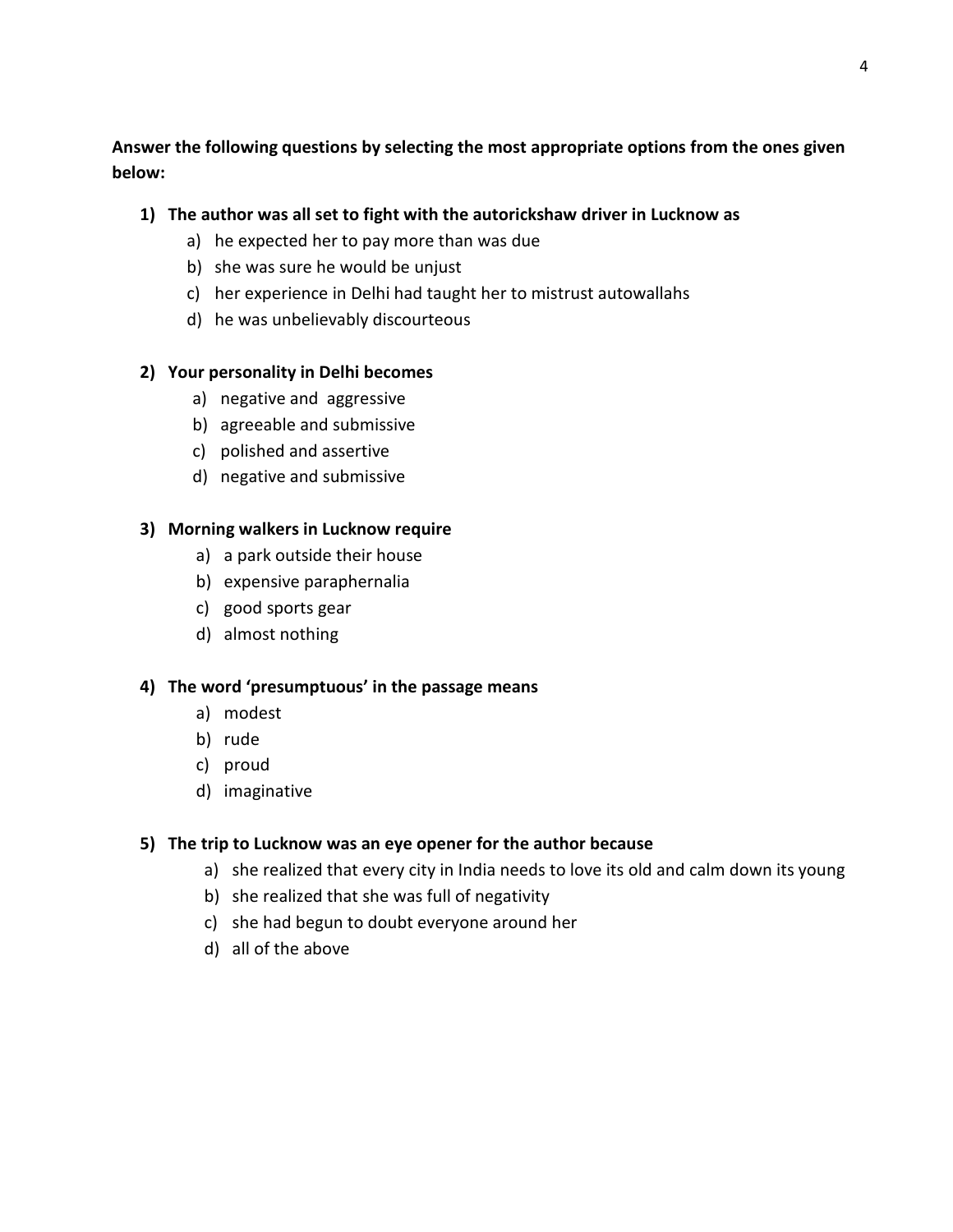**Answer the following questions by selecting the most appropriate options from the ones given below:**

1) **The author was all set to fight with the autorickshaw driver in Lucknow as**
   a) he expected her to pay more than was due
   b) she was sure he would be unjust
   c) her experience in Delhi had taught her to mistrust autowallahs
   d) he was unbelievably discourteous

2) **Your personality in Delhi becomes**
   a) negative and aggressive
   b) agreeable and submissive
   c) polished and assertive
   d) negative and submissive

3) **Morning walkers in Lucknow require**
   a) a park outside their house
   b) expensive paraphernalia
   c) good sports gear
   d) almost nothing

4) **The word 'presumptuous' in the passage means**
   a) modest
   b) rude
   c) proud
   d) imaginative

5) **The trip to Lucknow was an eye opener for the author because**
   a) she realized that every city in India needs to love its old and calm down its young
   b) she realized that she was full of negativity
   c) she had begun to doubt everyone around her
   d) all of the above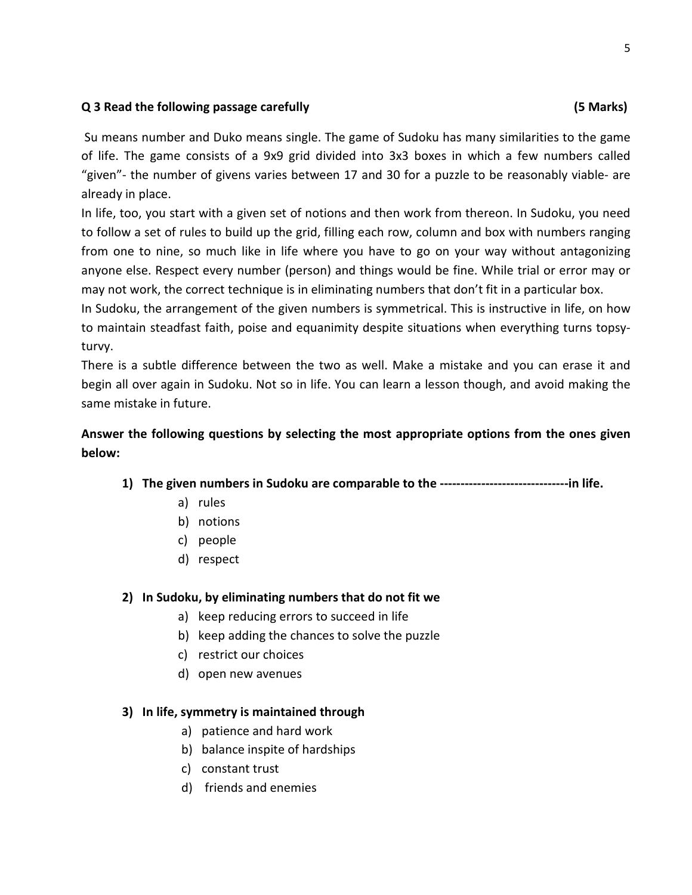**Q 3 Read the following passage carefully** **(5 Marks)**

Su means number and Duko means single. The game of Sudoku has many similarities to the game of life. The game consists of a 9x9 grid divided into 3x3 boxes in which a few numbers called "given"- the number of givens varies between 17 and 30 for a puzzle to be reasonably viable- are already in place.

In life, too, you start with a given set of notions and then work from thereon. In Sudoku, you need to follow a set of rules to build up the grid, filling each row, column and box with numbers ranging from one to nine, so much like in life where you have to go on your way without antagonizing anyone else. Respect every number (person) and things would be fine. While trial or error may or may not work, the correct technique is in eliminating numbers that don't fit in a particular box.

In Sudoku, the arrangement of the given numbers is symmetrical. This is instructive in life, on how to maintain steadfast faith, poise and equanimity despite situations when everything turns topsy-turvy.

There is a subtle difference between the two as well. Make a mistake and you can erase it and begin all over again in Sudoku. Not so in life. You can learn a lesson though, and avoid making the same mistake in future.

**Answer the following questions by selecting the most appropriate options from the ones given below:**

1) **The given numbers in Sudoku are comparable to the -------------------------------in life.**
   a) rules
   b) notions
   c) people
   d) respect

2) **In Sudoku, by eliminating numbers that do not fit we**
   a) keep reducing errors to succeed in life
   b) keep adding the chances to solve the puzzle
   c) restrict our choices
   d) open new avenues

3) **In life, symmetry is maintained through**
   a) patience and hard work
   b) balance inspite of hardships
   c) constant trust
   d) friends and enemies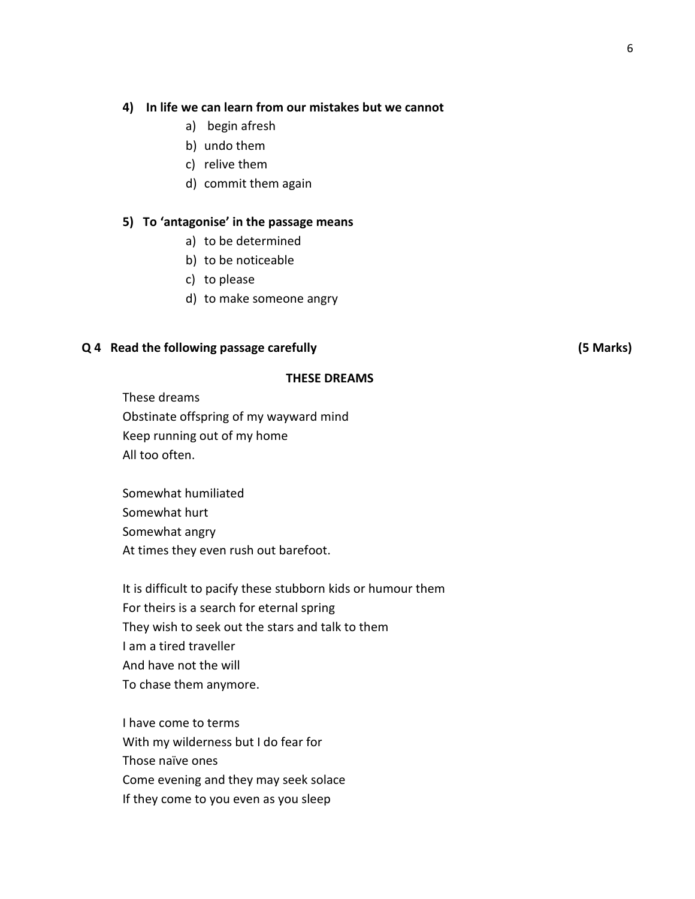**4) In life we can learn from our mistakes but we cannot**

- a) begin afresh
- b) undo them
- c) relive them
- d) commit them again

**5) To 'antagonise' in the passage means**

- a) to be determined
- b) to be noticeable
- c) to please
- d) to make someone angry

**Q 4 Read the following passage carefully (5 Marks)**

**THESE DREAMS**

These dreams  
Obstinate offspring of my wayward mind  
Keep running out of my home  
All too often.

Somewhat humiliated  
Somewhat hurt  
Somewhat angry  
At times they even rush out barefoot.

It is difficult to pacify these stubborn kids or humour them  
For theirs is a search for eternal spring  
They wish to seek out the stars and talk to them  
I am a tired traveller  
And have not the will  
To chase them anymore.

I have come to terms  
With my wilderness but I do fear for  
Those naïve ones  
Come evening and they may seek solace  
If they come to you even as you sleep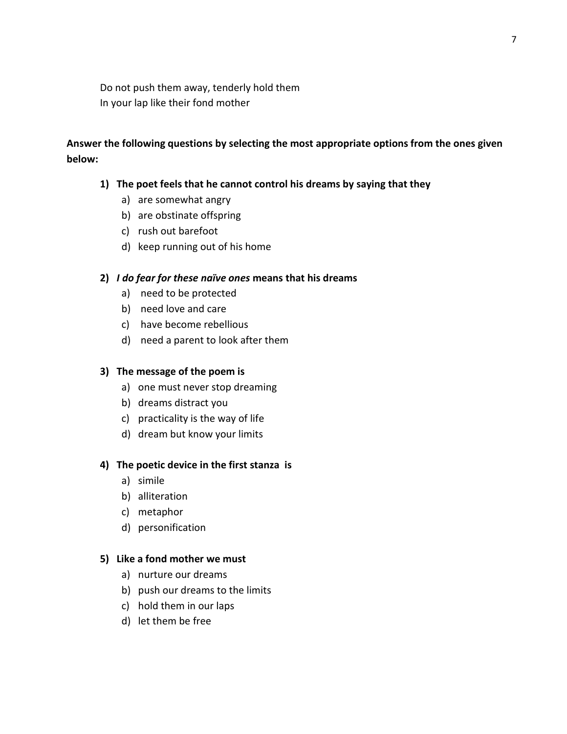Do not push them away, tenderly hold them
In your lap like their fond mother

**Answer the following questions by selecting the most appropriate options from the ones given below:**

1) **The poet feels that he cannot control his dreams by saying that they**
   a) are somewhat angry
   b) are obstinate offspring
   c) rush out barefoot
   d) keep running out of his home

2) ***I do fear for these naïve ones* means that his dreams**
   a) need to be protected
   b) need love and care
   c) have become rebellious
   d) need a parent to look after them

3) **The message of the poem is**
   a) one must never stop dreaming
   b) dreams distract you
   c) practicality is the way of life
   d) dream but know your limits

4) **The poetic device in the first stanza is**
   a) simile
   b) alliteration
   c) metaphor
   d) personification

5) **Like a fond mother we must**
   a) nurture our dreams
   b) push our dreams to the limits
   c) hold them in our laps
   d) let them be free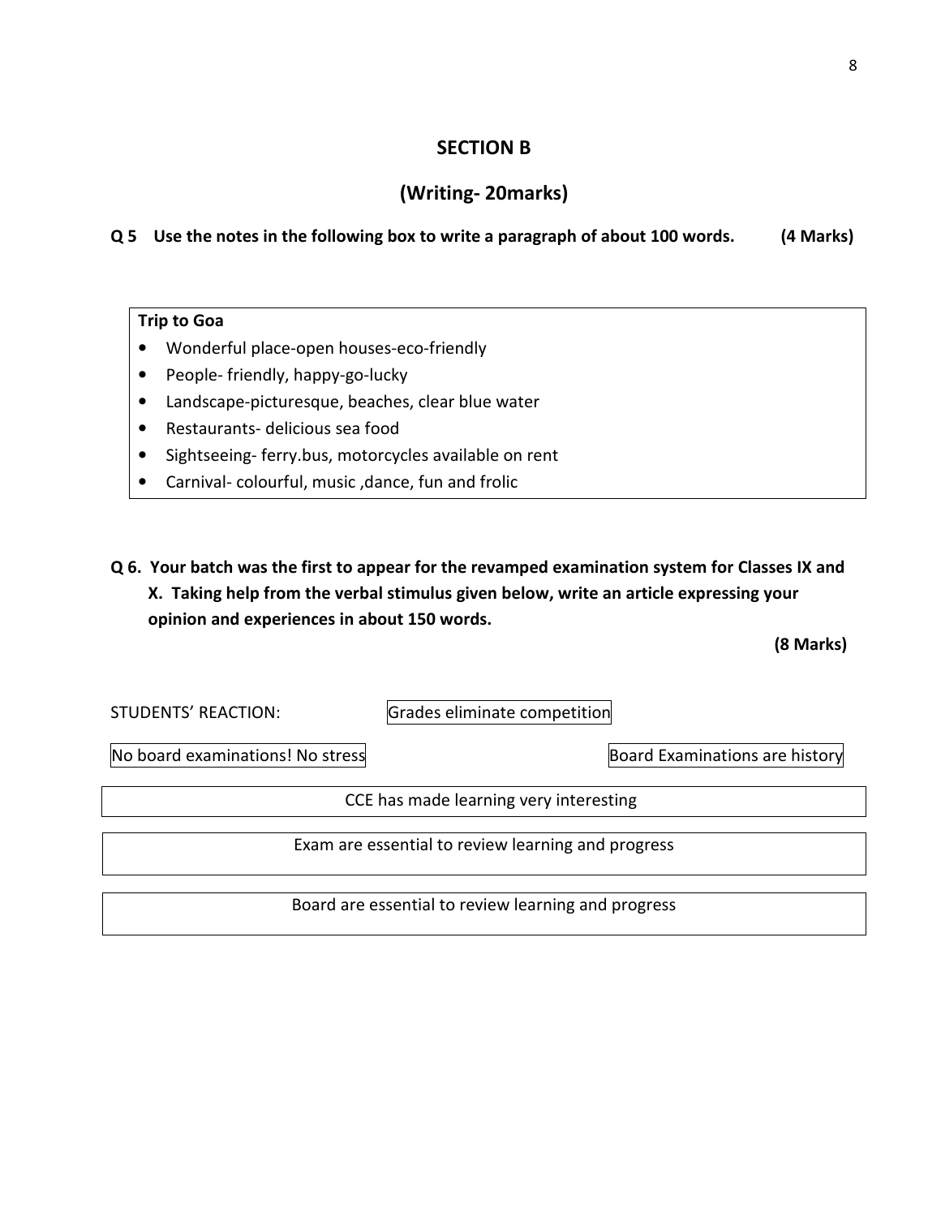## SECTION B

## (Writing- 20marks)

**Q 5 Use the notes in the following box to write a paragraph of about 100 words. (4 Marks)**

**Trip to Goa**

- Wonderful place-open houses-eco-friendly
- People- friendly, happy-go-lucky
- Landscape-picturesque, beaches, clear blue water
- Restaurants- delicious sea food
- Sightseeing- ferry.bus, motorcycles available on rent
- Carnival- colourful, music ,dance, fun and frolic

**Q 6. Your batch was the first to appear for the revamped examination system for Classes IX and X. Taking help from the verbal stimulus given below, write an article expressing your opinion and experiences in about 150 words.**

**(8 Marks)**

STUDENTS' REACTION:

Grades eliminate competition

No board examinations! No stress

Board Examinations are history

CCE has made learning very interesting

Exam are essential to review learning and progress

Board are essential to review learning and progress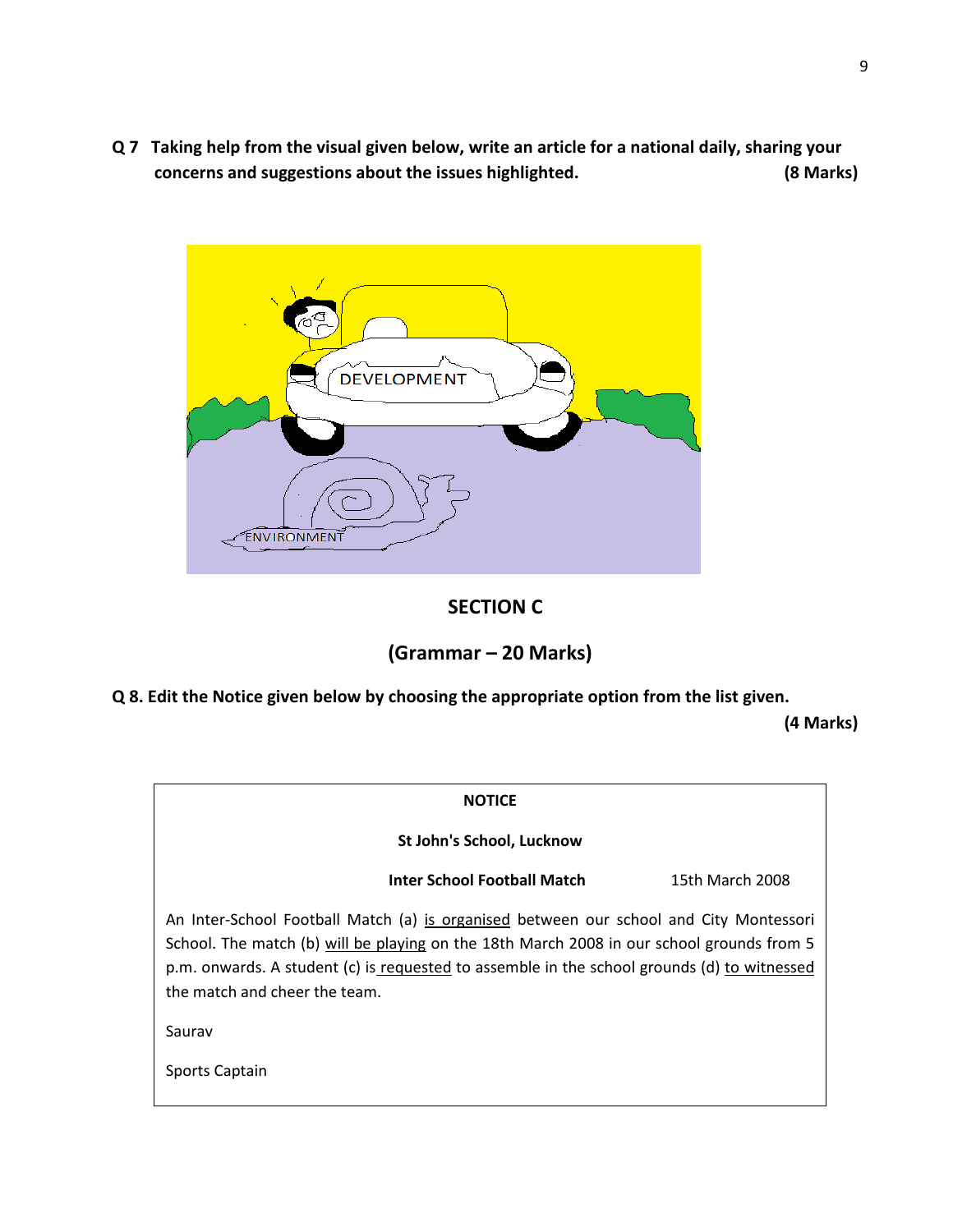**Q 7 Taking help from the visual given below, write an article for a national daily, sharing your concerns and suggestions about the issues highlighted. (8 Marks)**

## SECTION C

## (Grammar – 20 Marks)

**Q 8. Edit the Notice given below by choosing the appropriate option from the list given. (4 Marks)**

> **NOTICE**
>
> **St John's School, Lucknow**
>
> **Inter School Football Match** 15th March 2008
>
> An Inter-School Football Match (a) is organised between our school and City Montessori School. The match (b) will be playing on the 18th March 2008 in our school grounds from 5 p.m. onwards. A student (c) is requested to assemble in the school grounds (d) to witnessed the match and cheer the team.
>
> Saurav
>
> Sports Captain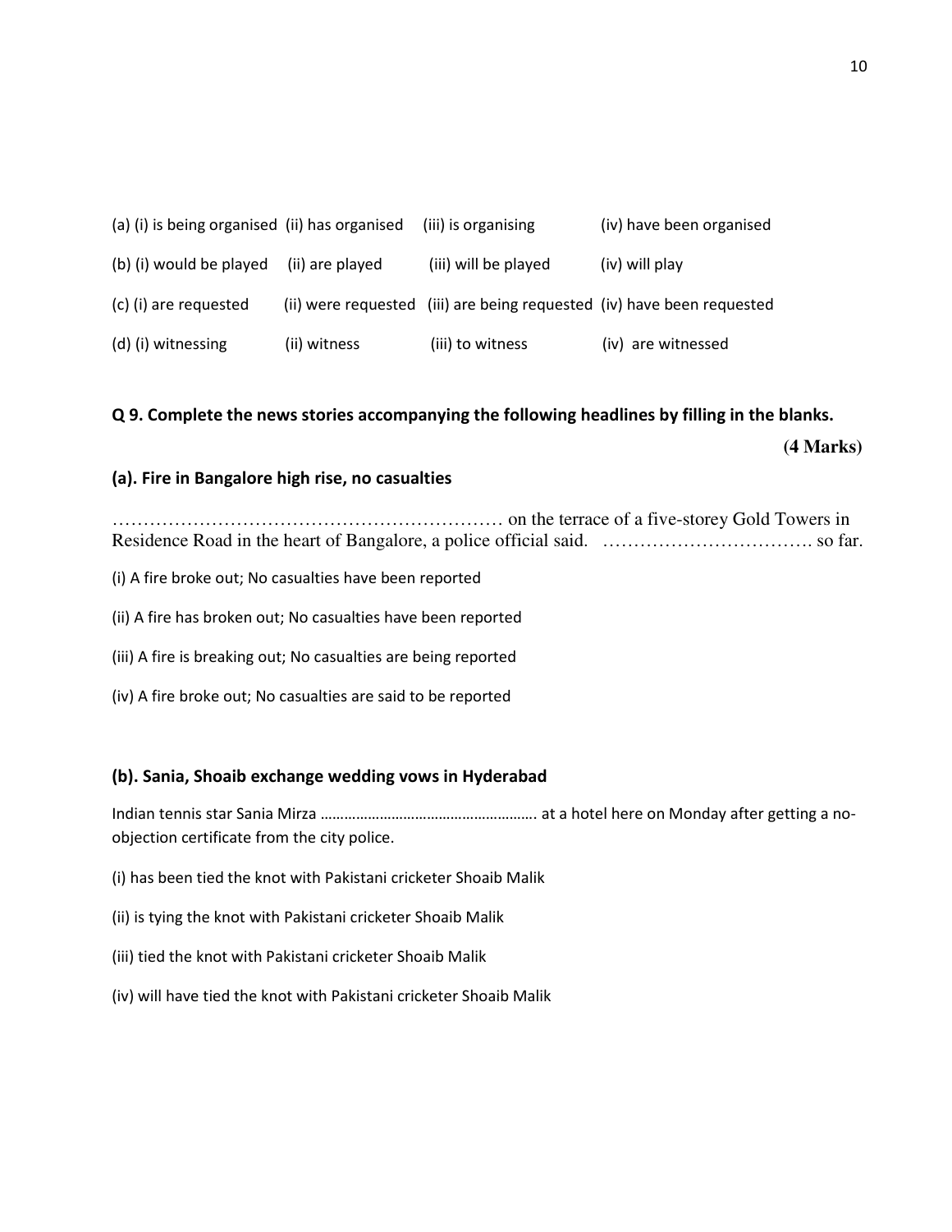(a) (i) is being organised (ii) has organised (iii) is organising (iv) have been organised

(b) (i) would be played (ii) are played (iii) will be played (iv) will play

(c) (i) are requested (ii) were requested (iii) are being requested (iv) have been requested

(d) (i) witnessing (ii) witness (iii) to witness (iv) are witnessed

**Q 9. Complete the news stories accompanying the following headlines by filling in the blanks.**

**(4 Marks)**

**(a). Fire in Bangalore high rise, no casualties**

……………………………………………………… on the terrace of a five-storey Gold Towers in Residence Road in the heart of Bangalore, a police official said. ……………………………. so far.

(i) A fire broke out; No casualties have been reported

(ii) A fire has broken out; No casualties have been reported

(iii) A fire is breaking out; No casualties are being reported

(iv) A fire broke out; No casualties are said to be reported

**(b). Sania, Shoaib exchange wedding vows in Hyderabad**

Indian tennis star Sania Mirza ………………………………………………. at a hotel here on Monday after getting a no-objection certificate from the city police.

(i) has been tied the knot with Pakistani cricketer Shoaib Malik

(ii) is tying the knot with Pakistani cricketer Shoaib Malik

(iii) tied the knot with Pakistani cricketer Shoaib Malik

(iv) will have tied the knot with Pakistani cricketer Shoaib Malik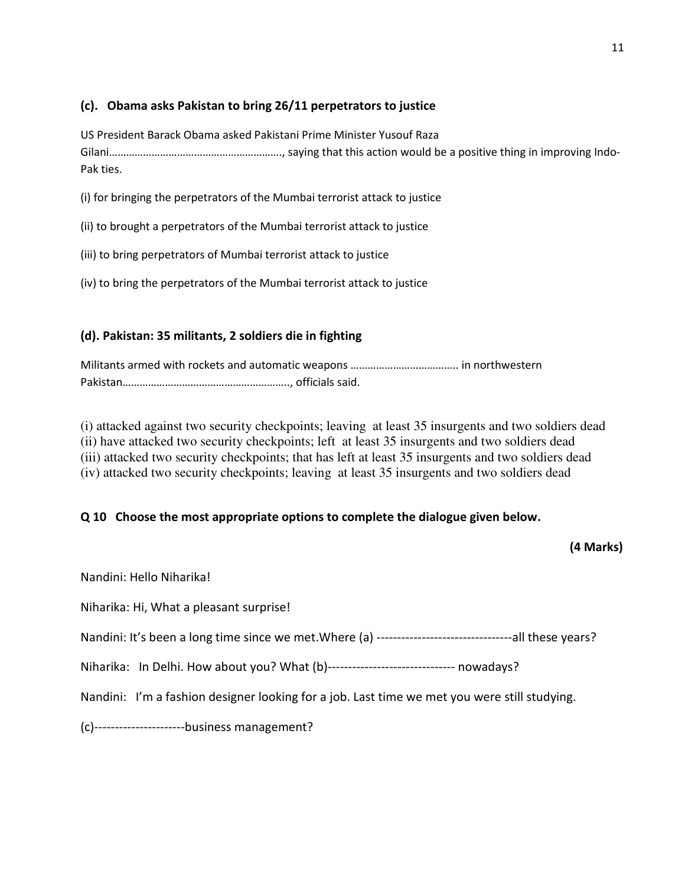### (c). Obama asks Pakistan to bring 26/11 perpetrators to justice

US President Barack Obama asked Pakistani Prime Minister Yusouf Raza Gilani……………………………………………………, saying that this action would be a positive thing in improving Indo-Pak ties.

(i) for bringing the perpetrators of the Mumbai terrorist attack to justice

(ii) to brought a perpetrators of the Mumbai terrorist attack to justice

(iii) to bring perpetrators of Mumbai terrorist attack to justice

(iv) to bring the perpetrators of the Mumbai terrorist attack to justice

### (d). Pakistan: 35 militants, 2 soldiers die in fighting

Militants armed with rockets and automatic weapons ……………………………….. in northwestern Pakistan………………………………………………….., officials said.

(i) attacked against two security checkpoints; leaving at least 35 insurgents and two soldiers dead
(ii) have attacked two security checkpoints; left at least 35 insurgents and two soldiers dead
(iii) attacked two security checkpoints; that has left at least 35 insurgents and two soldiers dead
(iv) attacked two security checkpoints; leaving at least 35 insurgents and two soldiers dead

### Q 10 Choose the most appropriate options to complete the dialogue given below.

**(4 Marks)**

Nandini: Hello Niharika!

Niharika: Hi, What a pleasant surprise!

Nandini: It's been a long time since we met.Where (a) ---------------------------------all these years?

Niharika: In Delhi. How about you? What (b)------------------------------- nowadays?

Nandini: I'm a fashion designer looking for a job. Last time we met you were still studying.

(c)----------------------business management?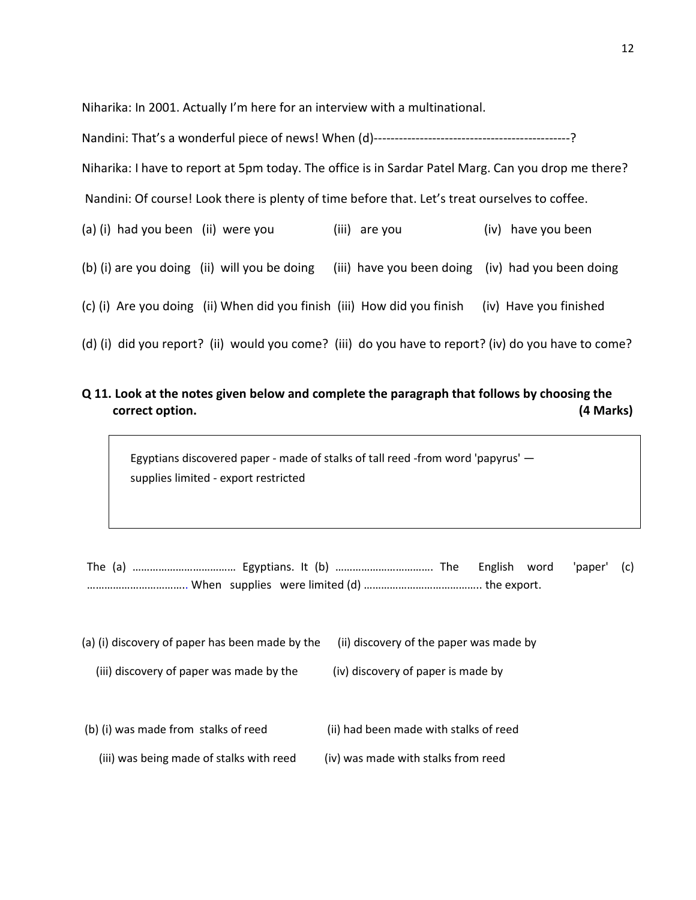Niharika: In 2001. Actually I'm here for an interview with a multinational.

Nandini: That's a wonderful piece of news! When (d)----------------------------------------------?

Niharika: I have to report at 5pm today. The office is in Sardar Patel Marg. Can you drop me there?

Nandini: Of course! Look there is plenty of time before that. Let's treat ourselves to coffee.

(a) (i) had you been (ii) were you (iii) are you (iv) have you been

(b) (i) are you doing (ii) will you be doing (iii) have you been doing (iv) had you been doing

(c) (i) Are you doing (ii) When did you finish (iii) How did you finish (iv) Have you finished

(d) (i) did you report? (ii) would you come? (iii) do you have to report? (iv) do you have to come?

**Q 11. Look at the notes given below and complete the paragraph that follows by choosing the correct option. (4 Marks)**

> Egyptians discovered paper - made of stalks of tall reed -from word 'papyrus' — supplies limited - export restricted

The (a) ……………………………… Egyptians. It (b) ……………………………. The English word 'paper' (c) ……………………………. When supplies were limited (d) ………………………………….. the export.

(a) (i) discovery of paper has been made by the (ii) discovery of the paper was made by

(iii) discovery of paper was made by the (iv) discovery of paper is made by

(b) (i) was made from stalks of reed (ii) had been made with stalks of reed

(iii) was being made of stalks with reed (iv) was made with stalks from reed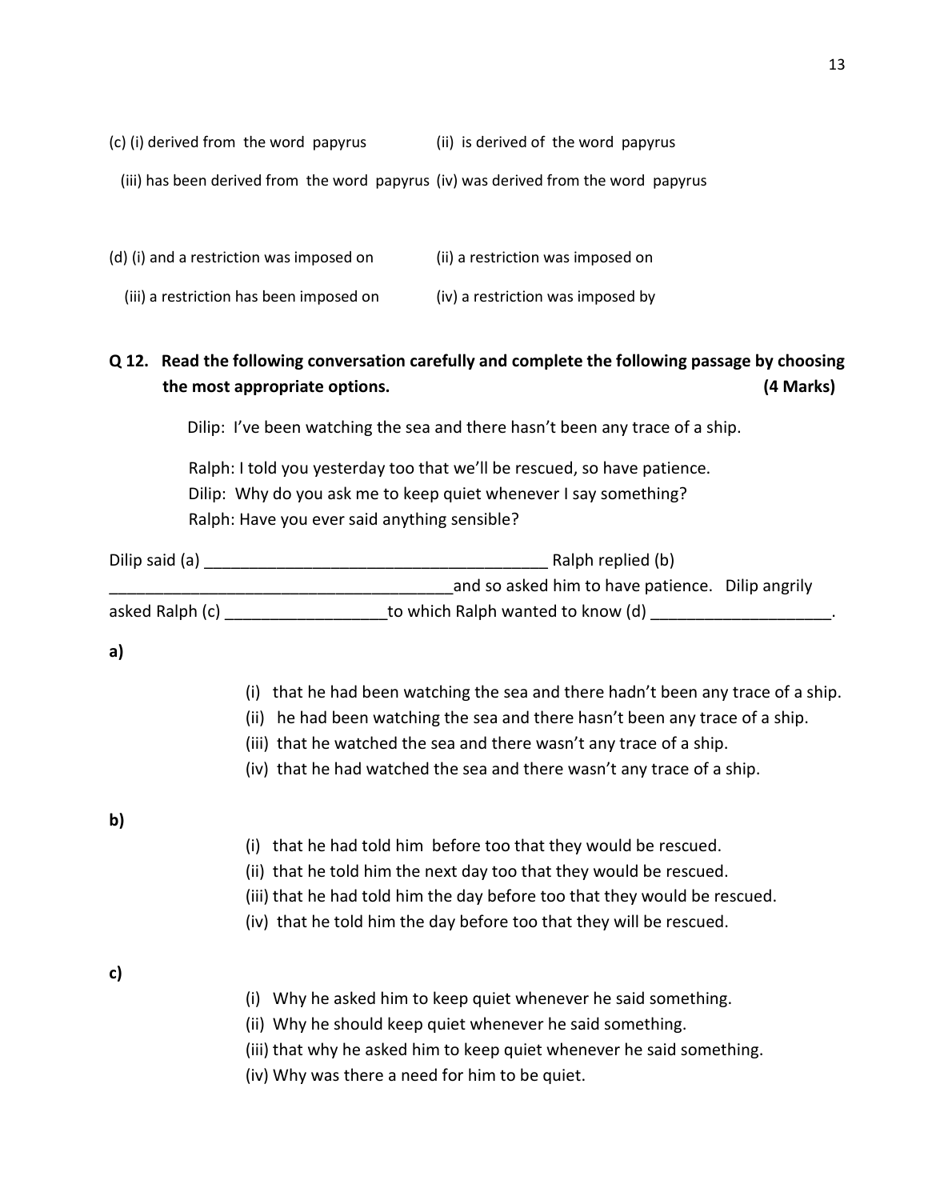(c) (i) derived from the word papyrus (ii) is derived of the word papyrus

(iii) has been derived from the word papyrus (iv) was derived from the word papyrus

(d) (i) and a restriction was imposed on (ii) a restriction was imposed on

(iii) a restriction has been imposed on (iv) a restriction was imposed by

**Q 12. Read the following conversation carefully and complete the following passage by choosing the most appropriate options. (4 Marks)**

Dilip: I've been watching the sea and there hasn't been any trace of a ship.

Ralph: I told you yesterday too that we'll be rescued, so have patience.
Dilip: Why do you ask me to keep quiet whenever I say something?
Ralph: Have you ever said anything sensible?

Dilip said (a) _____________________________________ Ralph replied (b) _____________________________________ and so asked him to have patience. Dilip angrily asked Ralph (c) _________________ to which Ralph wanted to know (d) ___________________.

**a)**

(i) that he had been watching the sea and there hadn't been any trace of a ship.
(ii) he had been watching the sea and there hasn't been any trace of a ship.
(iii) that he watched the sea and there wasn't any trace of a ship.
(iv) that he had watched the sea and there wasn't any trace of a ship.

**b)**

(i) that he had told him before too that they would be rescued.
(ii) that he told him the next day too that they would be rescued.
(iii) that he had told him the day before too that they would be rescued.
(iv) that he told him the day before too that they will be rescued.

**c)**

(i) Why he asked him to keep quiet whenever he said something.
(ii) Why he should keep quiet whenever he said something.
(iii) that why he asked him to keep quiet whenever he said something.
(iv) Why was there a need for him to be quiet.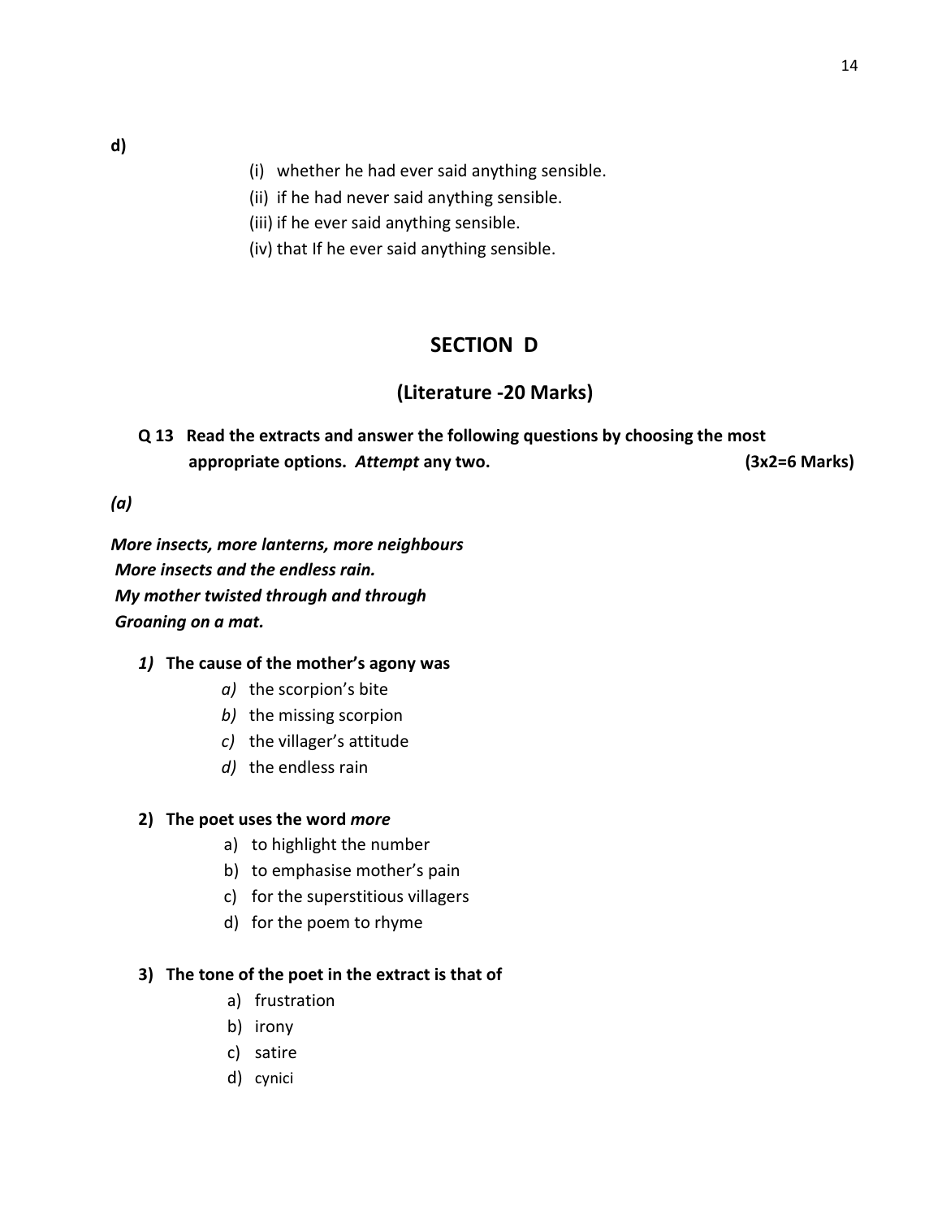**d)**

(i) whether he had ever said anything sensible.

(ii) if he had never said anything sensible.

(iii) if he ever said anything sensible.

(iv) that If he ever said anything sensible.

## SECTION D

### (Literature -20 Marks)

**Q 13 Read the extracts and answer the following questions by choosing the most appropriate options. *Attempt* any two. (3x2=6 Marks)**

***(a)***

***More insects, more lanterns, more neighbours***
***More insects and the endless rain.***
***My mother twisted through and through***
***Groaning on a mat.***

***1)* The cause of the mother's agony was**

*a)* the scorpion's bite

*b)* the missing scorpion

*c)* the villager's attitude

*d)* the endless rain

**2) The poet uses the word *more***

a) to highlight the number

b) to emphasise mother's pain

c) for the superstitious villagers

d) for the poem to rhyme

**3) The tone of the poet in the extract is that of**

a) frustration

b) irony

c) satire

d) cynici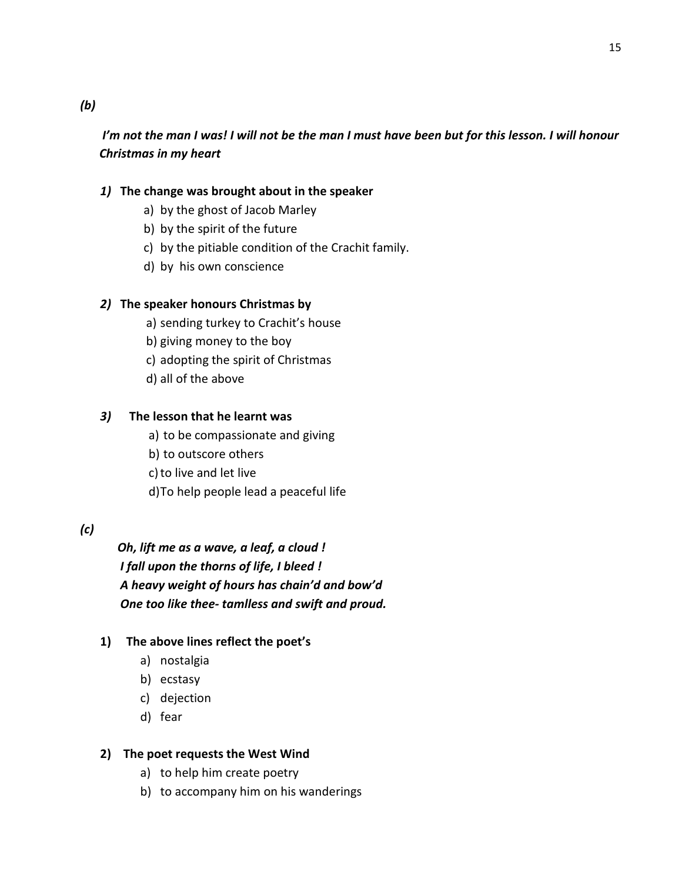*(b)*

***I'm not the man I was! I will not be the man I must have been but for this lesson. I will honour Christmas in my heart***

***1)* The change was brought about in the speaker**

a) by the ghost of Jacob Marley
b) by the spirit of the future
c) by the pitiable condition of the Crachit family.
d) by his own conscience

***2)* The speaker honours Christmas by**

a) sending turkey to Crachit's house
b) giving money to the boy
c) adopting the spirit of Christmas
d) all of the above

***3)* The lesson that he learnt was**

a) to be compassionate and giving
b) to outscore others
c) to live and let live
d) To help people lead a peaceful life

*(c)*

***Oh, lift me as a wave, a leaf, a cloud !***
***I fall upon the thorns of life, I bleed !***
***A heavy weight of hours has chain'd and bow'd***
***One too like thee- tamlless and swift and proud.***

**1) The above lines reflect the poet's**

a) nostalgia
b) ecstasy
c) dejection
d) fear

**2) The poet requests the West Wind**

a) to help him create poetry
b) to accompany him on his wanderings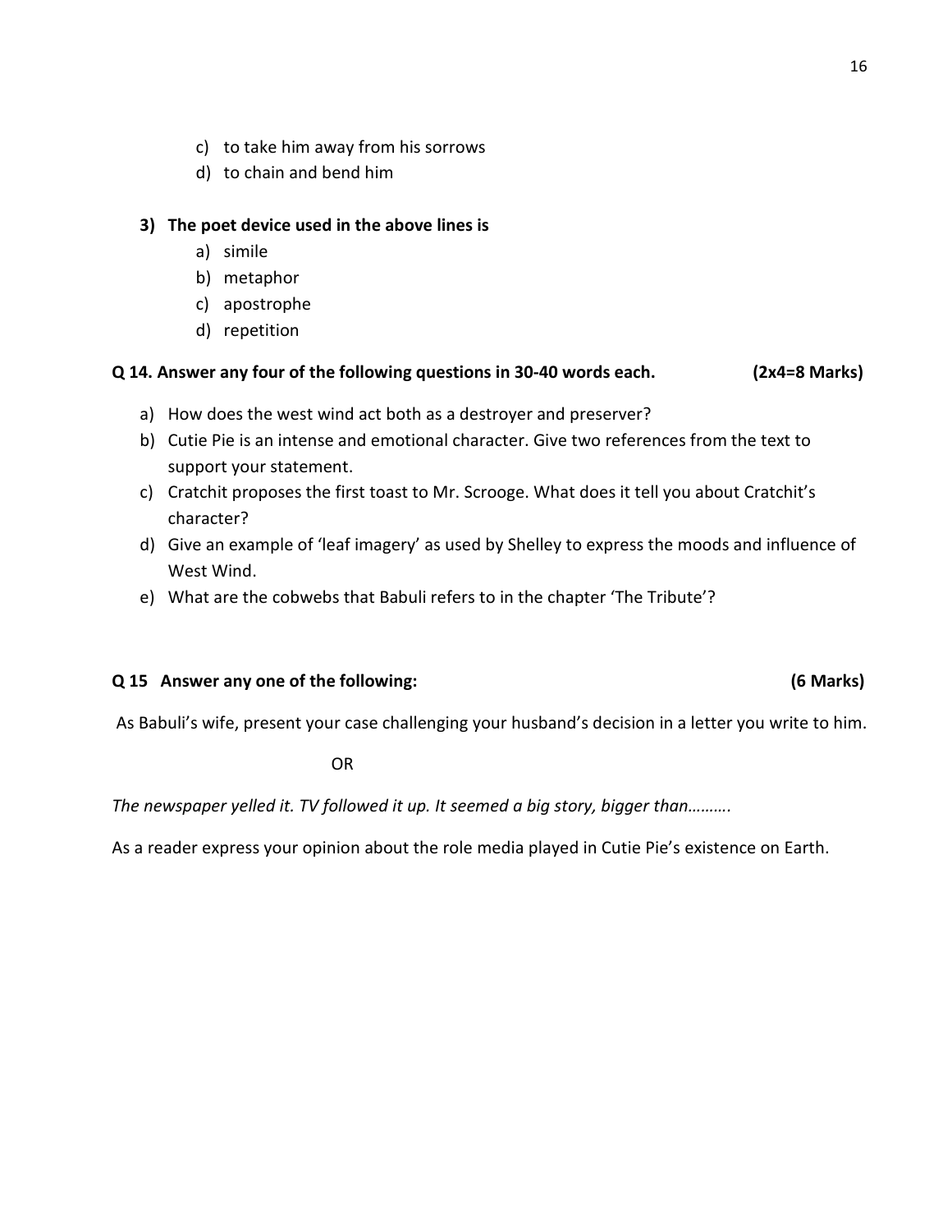c) to take him away from his sorrows
d) to chain and bend him

**3) The poet device used in the above lines is**

a) simile
b) metaphor
c) apostrophe
d) repetition

**Q 14. Answer any four of the following questions in 30-40 words each. (2x4=8 Marks)**

a) How does the west wind act both as a destroyer and preserver?
b) Cutie Pie is an intense and emotional character. Give two references from the text to support your statement.
c) Cratchit proposes the first toast to Mr. Scrooge. What does it tell you about Cratchit's character?
d) Give an example of 'leaf imagery' as used by Shelley to express the moods and influence of West Wind.
e) What are the cobwebs that Babuli refers to in the chapter 'The Tribute'?

**Q 15 Answer any one of the following: (6 Marks)**

As Babuli's wife, present your case challenging your husband's decision in a letter you write to him.

OR

*The newspaper yelled it. TV followed it up. It seemed a big story, bigger than……….*

As a reader express your opinion about the role media played in Cutie Pie's existence on Earth.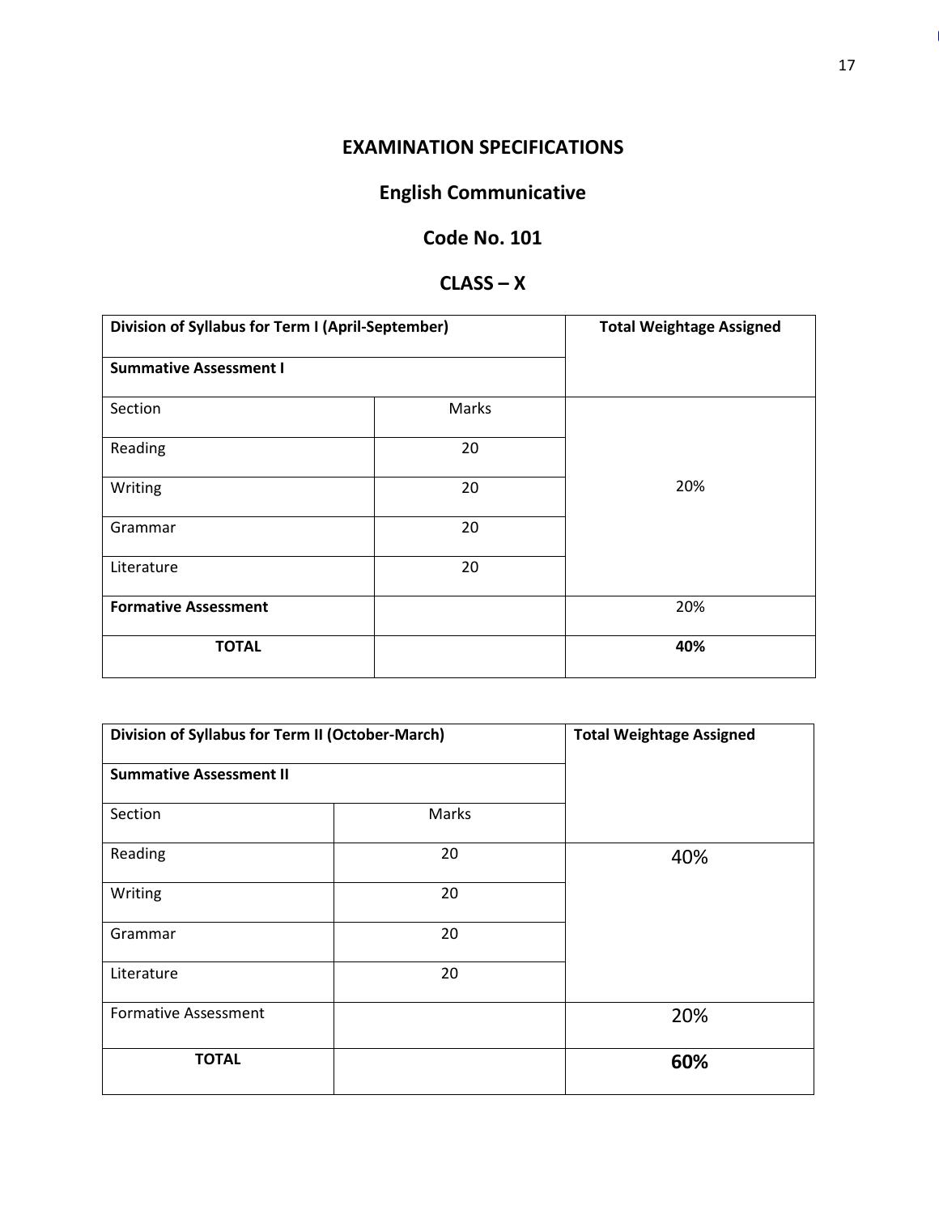# EXAMINATION SPECIFICATIONS

## English Communicative

## Code No. 101

## CLASS – X

| Division of Syllabus for Term I (April-September) | | Total Weightage Assigned |
|---|---|---|
| **Summative Assessment I** | | |
| Section | Marks | 20% |
| Reading | 20 | |
| Writing | 20 | |
| Grammar | 20 | |
| Literature | 20 | |
| **Formative Assessment** | | 20% |
| **TOTAL** | | **40%** |

| Division of Syllabus for Term II (October-March) | | Total Weightage Assigned |
|---|---|---|
| **Summative Assessment II** | | |
| Section | Marks | |
| Reading | 20 | 40% |
| Writing | 20 | |
| Grammar | 20 | |
| Literature | 20 | |
| Formative Assessment | | 20% |
| **TOTAL** | | **60%** |